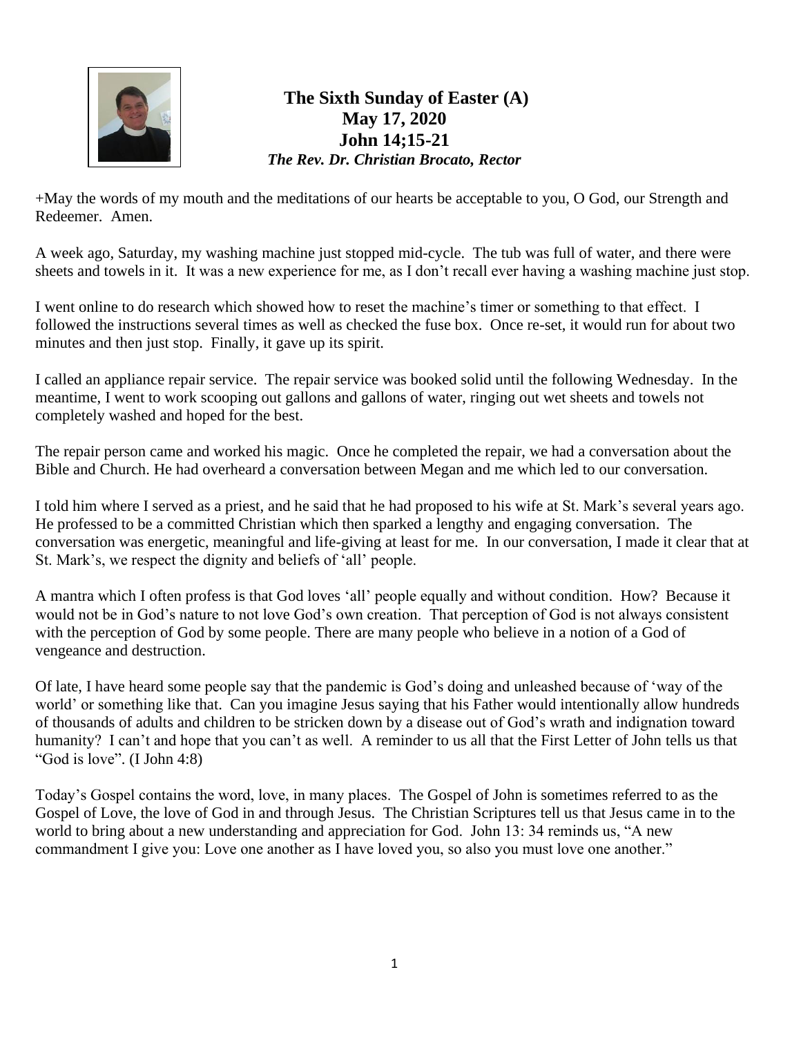# The Sixth Sunday of Easter (A)

**May 17, 2020**

**John 14;15-21**

***The Rev. Dr. Christian Brocato, Rector***

+May the words of my mouth and the meditations of our hearts be acceptable to you, O God, our Strength and Redeemer. Amen.

A week ago, Saturday, my washing machine just stopped mid-cycle. The tub was full of water, and there were sheets and towels in it. It was a new experience for me, as I don't recall ever having a washing machine just stop.

I went online to do research which showed how to reset the machine's timer or something to that effect. I followed the instructions several times as well as checked the fuse box. Once re-set, it would run for about two minutes and then just stop. Finally, it gave up its spirit.

I called an appliance repair service. The repair service was booked solid until the following Wednesday. In the meantime, I went to work scooping out gallons and gallons of water, ringing out wet sheets and towels not completely washed and hoped for the best.

The repair person came and worked his magic. Once he completed the repair, we had a conversation about the Bible and Church. He had overheard a conversation between Megan and me which led to our conversation.

I told him where I served as a priest, and he said that he had proposed to his wife at St. Mark's several years ago. He professed to be a committed Christian which then sparked a lengthy and engaging conversation. The conversation was energetic, meaningful and life-giving at least for me. In our conversation, I made it clear that at St. Mark's, we respect the dignity and beliefs of 'all' people.

A mantra which I often profess is that God loves 'all' people equally and without condition. How? Because it would not be in God's nature to not love God's own creation. That perception of God is not always consistent with the perception of God by some people. There are many people who believe in a notion of a God of vengeance and destruction.

Of late, I have heard some people say that the pandemic is God's doing and unleashed because of 'way of the world' or something like that. Can you imagine Jesus saying that his Father would intentionally allow hundreds of thousands of adults and children to be stricken down by a disease out of God's wrath and indignation toward humanity? I can't and hope that you can't as well. A reminder to us all that the First Letter of John tells us that "God is love". (I John 4:8)

Today's Gospel contains the word, love, in many places. The Gospel of John is sometimes referred to as the Gospel of Love, the love of God in and through Jesus. The Christian Scriptures tell us that Jesus came in to the world to bring about a new understanding and appreciation for God. John 13: 34 reminds us, "A new commandment I give you: Love one another as I have loved you, so also you must love one another."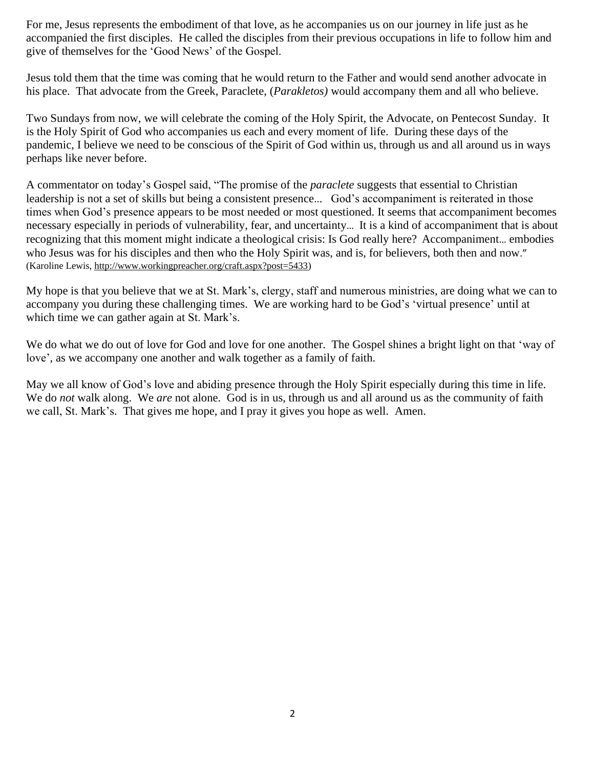For me, Jesus represents the embodiment of that love, as he accompanies us on our journey in life just as he accompanied the first disciples. He called the disciples from their previous occupations in life to follow him and give of themselves for the 'Good News' of the Gospel.

Jesus told them that the time was coming that he would return to the Father and would send another advocate in his place. That advocate from the Greek, Paraclete, (*Parakletos)* would accompany them and all who believe.

Two Sundays from now, we will celebrate the coming of the Holy Spirit, the Advocate, on Pentecost Sunday. It is the Holy Spirit of God who accompanies us each and every moment of life. During these days of the pandemic, I believe we need to be conscious of the Spirit of God within us, through us and all around us in ways perhaps like never before.

A commentator on today's Gospel said, "The promise of the *paraclete* suggests that essential to Christian leadership is not a set of skills but being a consistent presence... God's accompaniment is reiterated in those times when God's presence appears to be most needed or most questioned. It seems that accompaniment becomes necessary especially in periods of vulnerability, fear, and uncertainty… It is a kind of accompaniment that is about recognizing that this moment might indicate a theological crisis: Is God really here? Accompaniment… embodies who Jesus was for his disciples and then who the Holy Spirit was, and is, for believers, both then and now." (Karoline Lewis, http://www.workingpreacher.org/craft.aspx?post=5433)

My hope is that you believe that we at St. Mark's, clergy, staff and numerous ministries, are doing what we can to accompany you during these challenging times. We are working hard to be God's 'virtual presence' until at which time we can gather again at St. Mark's.

We do what we do out of love for God and love for one another. The Gospel shines a bright light on that 'way of love', as we accompany one another and walk together as a family of faith.

May we all know of God's love and abiding presence through the Holy Spirit especially during this time in life. We do *not* walk along. We *are* not alone. God is in us, through us and all around us as the community of faith we call, St. Mark's. That gives me hope, and I pray it gives you hope as well. Amen.